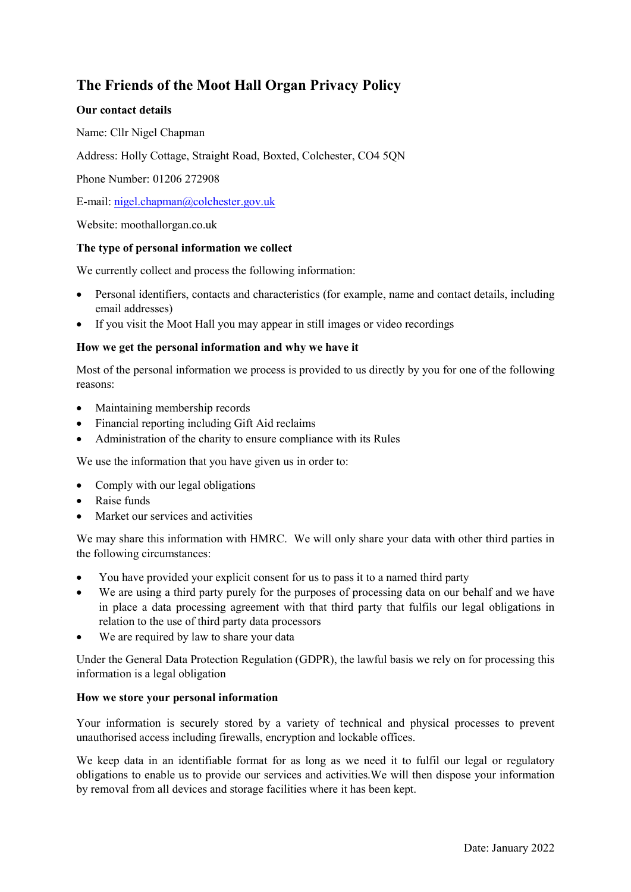# The Friends of the Moot Hall Organ Privacy Policy

**Our contact details**

Name: Cllr Nigel Chapman

Address: Holly Cottage, Straight Road, Boxted, Colchester, CO4 5QN

Phone Number: 01206 272908

E-mail: nigel.chapman@colchester.gov.uk

Website: moothallorgan.co.uk

**The type of personal information we collect**

We currently collect and process the following information:

- Personal identifiers, contacts and characteristics (for example, name and contact details, including email addresses)
- If you visit the Moot Hall you may appear in still images or video recordings

**How we get the personal information and why we have it**

Most of the personal information we process is provided to us directly by you for one of the following reasons:

- Maintaining membership records
- Financial reporting including Gift Aid reclaims
- Administration of the charity to ensure compliance with its Rules

We use the information that you have given us in order to:

- Comply with our legal obligations
- Raise funds
- Market our services and activities

We may share this information with HMRC. We will only share your data with other third parties in the following circumstances:

- You have provided your explicit consent for us to pass it to a named third party
- We are using a third party purely for the purposes of processing data on our behalf and we have in place a data processing agreement with that third party that fulfils our legal obligations in relation to the use of third party data processors
- We are required by law to share your data

Under the General Data Protection Regulation (GDPR), the lawful basis we rely on for processing this information is a legal obligation

**How we store your personal information**

Your information is securely stored by a variety of technical and physical processes to prevent unauthorised access including firewalls, encryption and lockable offices.

We keep data in an identifiable format for as long as we need it to fulfil our legal or regulatory obligations to enable us to provide our services and activities.We will then dispose your information by removal from all devices and storage facilities where it has been kept.

Date: January 2022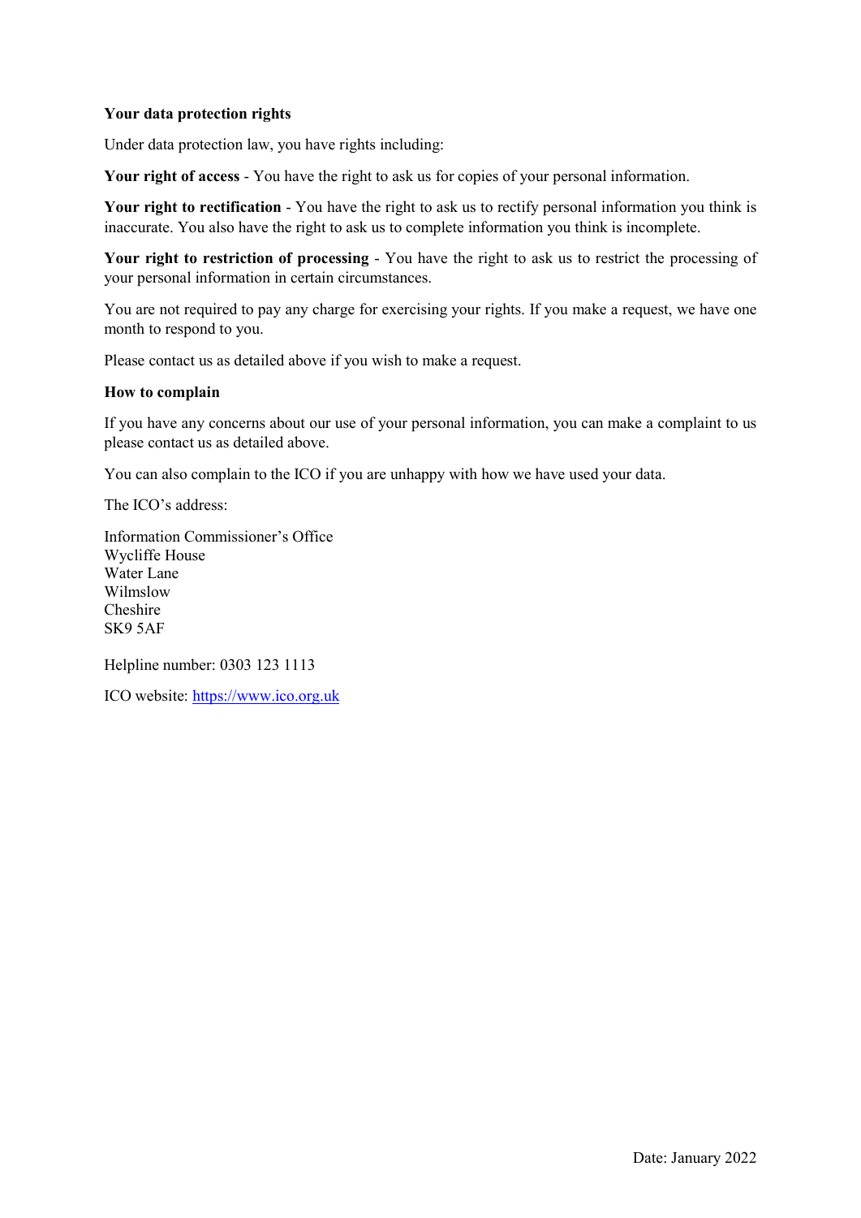**Your data protection rights**

Under data protection law, you have rights including:

**Your right of access** - You have the right to ask us for copies of your personal information.

**Your right to rectification** - You have the right to ask us to rectify personal information you think is inaccurate. You also have the right to ask us to complete information you think is incomplete.

**Your right to restriction of processing** - You have the right to ask us to restrict the processing of your personal information in certain circumstances.

You are not required to pay any charge for exercising your rights. If you make a request, we have one month to respond to you.

Please contact us as detailed above if you wish to make a request.

**How to complain**

If you have any concerns about our use of your personal information, you can make a complaint to us please contact us as detailed above.

You can also complain to the ICO if you are unhappy with how we have used your data.

The ICO's address:

Information Commissioner's Office
Wycliffe House
Water Lane
Wilmslow
Cheshire
SK9 5AF

Helpline number: 0303 123 1113

ICO website: https://www.ico.org.uk

Date: January 2022